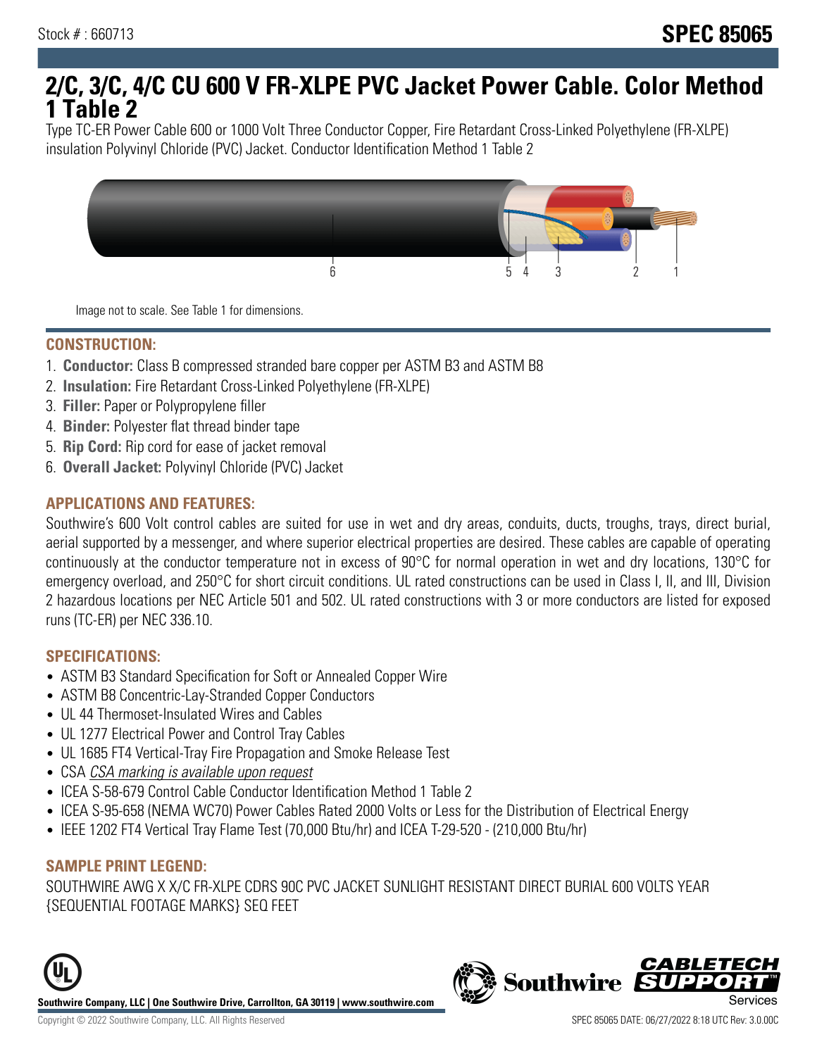Stock # : 660713

# SPEC 85065

# 2/C, 3/C, 4/C CU 600 V FR-XLPE PVC Jacket Power Cable. Color Method 1 Table 2

Type TC-ER Power Cable 600 or 1000 Volt Three Conductor Copper, Fire Retardant Cross-Linked Polyethylene (FR-XLPE) insulation Polyvinyl Chloride (PVC) Jacket. Conductor Identification Method 1 Table 2

Image not to scale. See Table 1 for dimensions.

## CONSTRUCTION:

1. **Conductor:** Class B compressed stranded bare copper per ASTM B3 and ASTM B8
2. **Insulation:** Fire Retardant Cross-Linked Polyethylene (FR-XLPE)
3. **Filler:** Paper or Polypropylene filler
4. **Binder:** Polyester flat thread binder tape
5. **Rip Cord:** Rip cord for ease of jacket removal
6. **Overall Jacket:** Polyvinyl Chloride (PVC) Jacket

## APPLICATIONS AND FEATURES:

Southwire's 600 Volt control cables are suited for use in wet and dry areas, conduits, ducts, troughs, trays, direct burial, aerial supported by a messenger, and where superior electrical properties are desired. These cables are capable of operating continuously at the conductor temperature not in excess of 90°C for normal operation in wet and dry locations, 130°C for emergency overload, and 250°C for short circuit conditions. UL rated constructions can be used in Class I, II, and III, Division 2 hazardous locations per NEC Article 501 and 502. UL rated constructions with 3 or more conductors are listed for exposed runs (TC-ER) per NEC 336.10.

## SPECIFICATIONS:

- ASTM B3 Standard Specification for Soft or Annealed Copper Wire
- ASTM B8 Concentric-Lay-Stranded Copper Conductors
- UL 44 Thermoset-Insulated Wires and Cables
- UL 1277 Electrical Power and Control Tray Cables
- UL 1685 FT4 Vertical-Tray Fire Propagation and Smoke Release Test
- CSA *CSA marking is available upon request*
- ICEA S-58-679 Control Cable Conductor Identification Method 1 Table 2
- ICEA S-95-658 (NEMA WC70) Power Cables Rated 2000 Volts or Less for the Distribution of Electrical Energy
- IEEE 1202 FT4 Vertical Tray Flame Test (70,000 Btu/hr) and ICEA T-29-520 - (210,000 Btu/hr)

## SAMPLE PRINT LEGEND:

SOUTHWIRE AWG X X/C FR-XLPE CDRS 90C PVC JACKET SUNLIGHT RESISTANT DIRECT BURIAL 600 VOLTS YEAR {SEQUENTIAL FOOTAGE MARKS} SEQ FEET

**Southwire Company, LLC | One Southwire Drive, Carrollton, GA 30119 | www.southwire.com**

Copyright © 2022 Southwire Company, LLC. All Rights Reserved

SPEC 85065 DATE: 06/27/2022 8:18 UTC Rev: 3.0.00C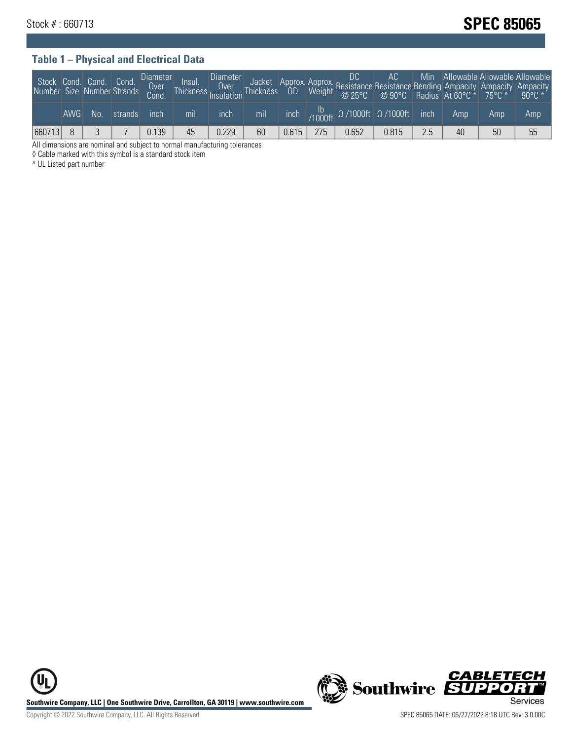### Table 1 – Physical and Electrical Data

| Stock Number | Cond. Size | Cond. Number | Cond. Strands | Diameter Over Cond. | Insul. Thickness | Diameter Over Insulation | Jacket Thickness | Approx. OD | Approx. Weight | DC Resistance @ 25°C | AC Resistance @ 90°C | Min Bending Radius | Allowable Ampacity At 60°C * | Allowable Ampacity 75°C * | Allowable Ampacity 90°C * |
|---|---|---|---|---|---|---|---|---|---|---|---|---|---|---|---|
| | AWG | No. | strands | inch | mil | inch | mil | inch | lb /1000ft | Ω /1000ft | Ω /1000ft | inch | Amp | Amp | Amp |
| 660713 | 8 | 3 | 7 | 0.139 | 45 | 0.229 | 60 | 0.615 | 275 | 0.652 | 0.815 | 2.5 | 40 | 50 | 55 |

All dimensions are nominal and subject to normal manufacturing tolerances

◊ Cable marked with this symbol is a standard stock item

^ UL Listed part number

**Southwire Company, LLC | One Southwire Drive, Carrollton, GA 30119 | www.southwire.com**

Copyright © 2022 Southwire Company, LLC. All Rights Reserved

SPEC 85065 DATE: 06/27/2022 8:18 UTC Rev: 3.0.00C